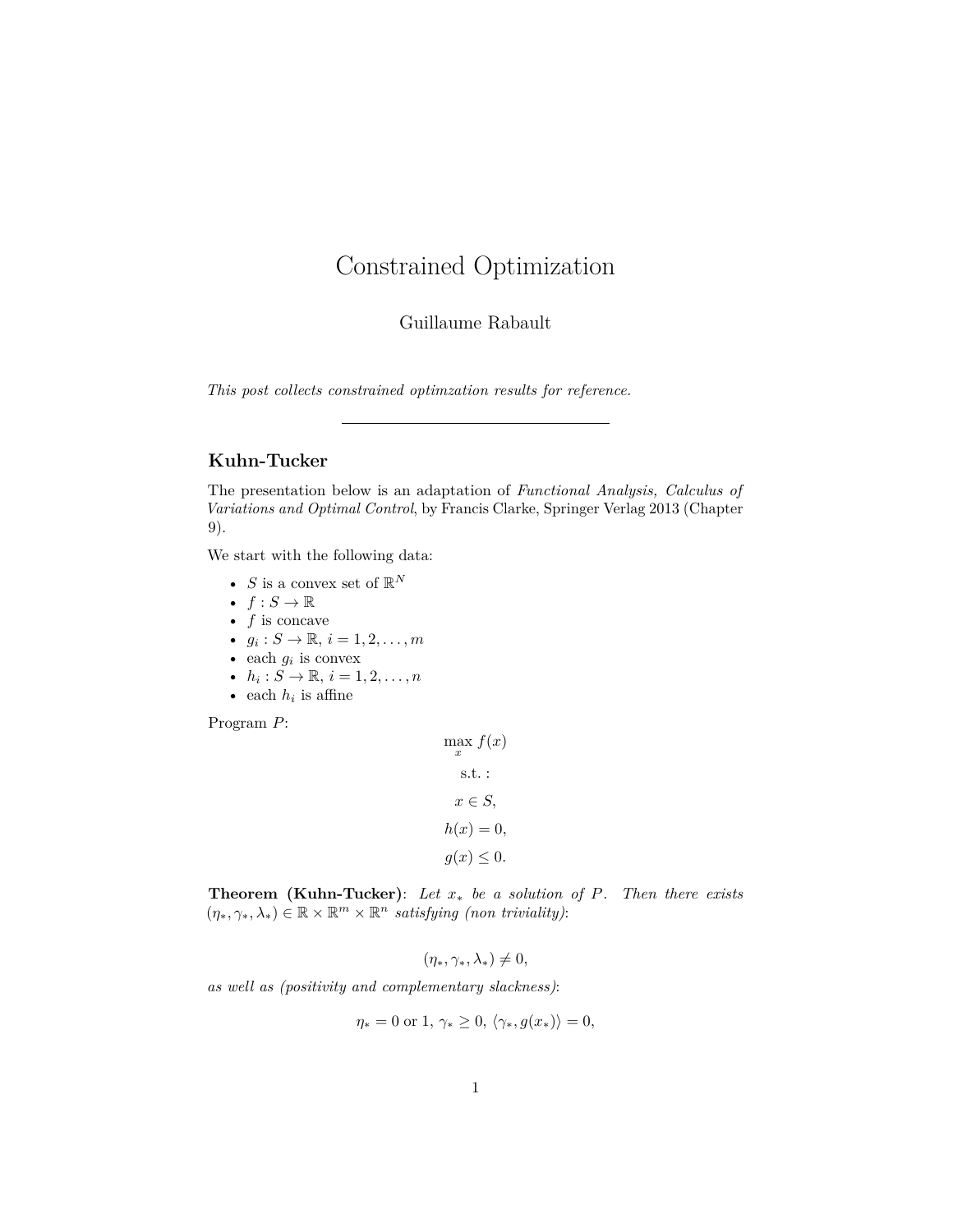# Constrained Optimization

Guillaume Rabault

*This post collects constrained optimzation results for reference.*

---

## Kuhn-Tucker

The presentation below is an adaptation of *Functional Analysis, Calculus of Variations and Optimal Control*, by Francis Clarke, Springer Verlag 2013 (Chapter 9).

We start with the following data:

- $S$ is a convex set of $\mathbb{R}^N$
- $f : S \to \mathbb{R}$
- $f$ is concave
- $g_i : S \to \mathbb{R}$, $i = 1, 2, \ldots, m$
- each $g_i$ is convex
- $h_i : S \to \mathbb{R}$, $i = 1, 2, \ldots, n$
- each $h_i$ is affine

Program $P$:

$$\max_x f(x)$$

$$\text{s.t. :}$$

$$x \in S,$$

$$h(x) = 0,$$

$$g(x) \leq 0.$$

**Theorem (Kuhn-Tucker)**: *Let $x_*$ be a solution of $P$. Then there exists $(\eta_*, \gamma_*, \lambda_*) \in \mathbb{R} \times \mathbb{R}^m \times \mathbb{R}^n$ satisfying (non triviality)*:

$$(\eta_*, \gamma_*, \lambda_*) \neq 0,$$

*as well as (positivity and complementary slackness)*:

$$\eta_* = 0 \text{ or } 1,\ \gamma_* \geq 0,\ \langle \gamma_*, g(x_*) \rangle = 0,$$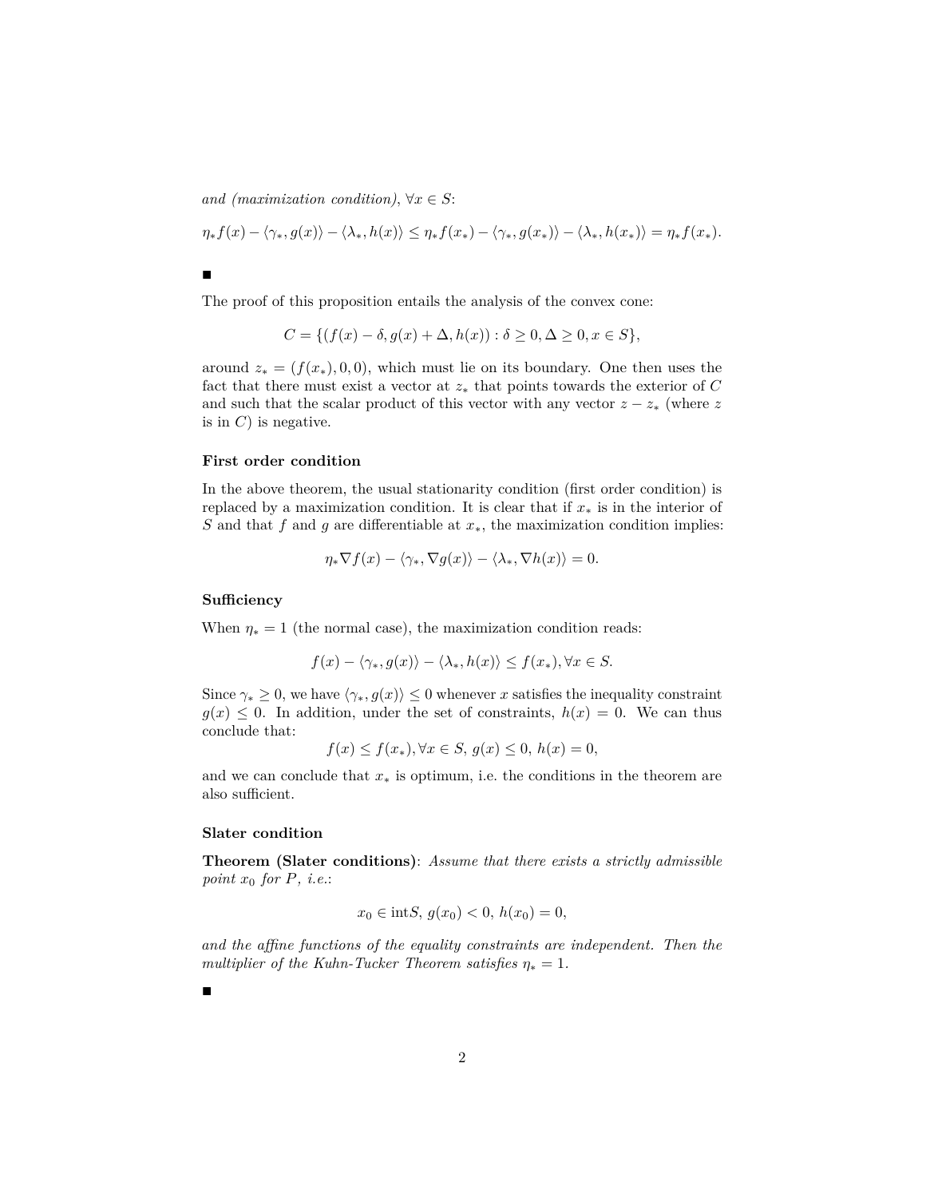*and (maximization condition)*, $\forall x \in S$:

$$\eta_* f(x) - \langle \gamma_*, g(x) \rangle - \langle \lambda_*, h(x) \rangle \leq \eta_* f(x_*) - \langle \gamma_*, g(x_*) \rangle - \langle \lambda_*, h(x_*) \rangle = \eta_* f(x_*).$$

■

The proof of this proposition entails the analysis of the convex cone:

$$C = \{(f(x) - \delta, g(x) + \Delta, h(x)) : \delta \geq 0, \Delta \geq 0, x \in S\},$$

around $z_* = (f(x_*), 0, 0)$, which must lie on its boundary. One then uses the fact that there must exist a vector at $z_*$ that points towards the exterior of $C$ and such that the scalar product of this vector with any vector $z - z_*$ (where $z$ is in $C$) is negative.

### First order condition

In the above theorem, the usual stationarity condition (first order condition) is replaced by a maximization condition. It is clear that if $x_*$ is in the interior of $S$ and that $f$ and $g$ are differentiable at $x_*$, the maximization condition implies:

$$\eta_* \nabla f(x) - \langle \gamma_*, \nabla g(x) \rangle - \langle \lambda_*, \nabla h(x) \rangle = 0.$$

### Sufficiency

When $\eta_* = 1$ (the normal case), the maximization condition reads:

$$f(x) - \langle \gamma_*, g(x) \rangle - \langle \lambda_*, h(x) \rangle \leq f(x_*), \forall x \in S.$$

Since $\gamma_* \geq 0$, we have $\langle \gamma_*, g(x) \rangle \leq 0$ whenever $x$ satisfies the inequality constraint $g(x) \leq 0$. In addition, under the set of constraints, $h(x) = 0$. We can thus conclude that:

$$f(x) \leq f(x_*), \forall x \in S,\ g(x) \leq 0,\ h(x) = 0,$$

and we can conclude that $x_*$ is optimum, i.e. the conditions in the theorem are also sufficient.

### Slater condition

**Theorem (Slater conditions)**: *Assume that there exists a strictly admissible point $x_0$ for $P$, i.e.:*

$$x_0 \in \text{int}S,\ g(x_0) < 0,\ h(x_0) = 0,$$

*and the affine functions of the equality constraints are independent. Then the multiplier of the Kuhn-Tucker Theorem satisfies $\eta_* = 1$.*

■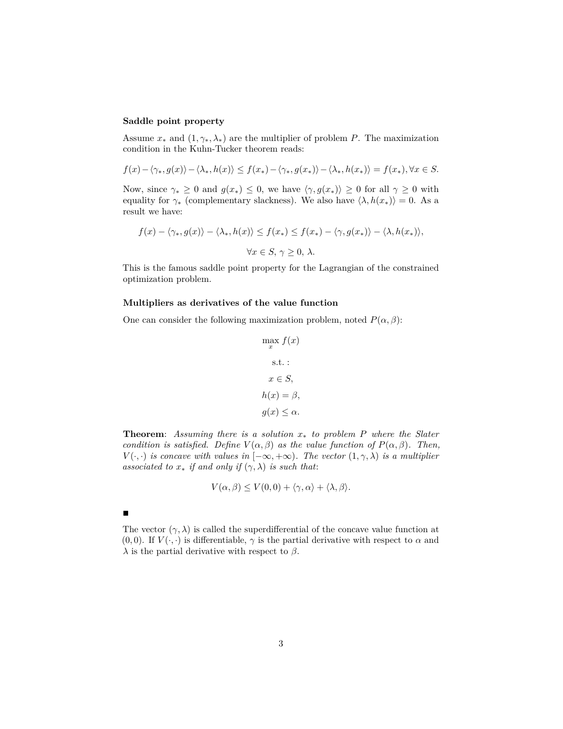**Saddle point property**

Assume $x_*$ and $(1, \gamma_*, \lambda_*)$ are the multiplier of problem $P$. The maximization condition in the Kuhn-Tucker theorem reads:

$$f(x) - \langle \gamma_*, g(x) \rangle - \langle \lambda_*, h(x) \rangle \leq f(x_*) - \langle \gamma_*, g(x_*) \rangle - \langle \lambda_*, h(x_*) \rangle = f(x_*), \forall x \in S.$$

Now, since $\gamma_* \geq 0$ and $g(x_*) \leq 0$, we have $\langle \gamma, g(x_*) \rangle \geq 0$ for all $\gamma \geq 0$ with equality for $\gamma_*$ (complementary slackness). We also have $\langle \lambda, h(x_*) \rangle = 0$. As a result we have:

$$f(x) - \langle \gamma_*, g(x) \rangle - \langle \lambda_*, h(x) \rangle \leq f(x_*) \leq f(x_*) - \langle \gamma, g(x_*) \rangle - \langle \lambda, h(x_*) \rangle,$$

$$\forall x \in S, \, \gamma \geq 0, \, \lambda.$$

This is the famous saddle point property for the Lagrangian of the constrained optimization problem.

**Multipliers as derivatives of the value function**

One can consider the following maximization problem, noted $P(\alpha, \beta)$:

$$\max_x f(x)$$

$$\text{s.t.}:$$

$$x \in S,$$

$$h(x) = \beta,$$

$$g(x) \leq \alpha.$$

**Theorem**: *Assuming there is a solution $x_*$ to problem $P$ where the Slater condition is satisfied. Define $V(\alpha, \beta)$ as the value function of $P(\alpha, \beta)$. Then, $V(\cdot, \cdot)$ is concave with values in $[-\infty, +\infty)$. The vector $(1, \gamma, \lambda)$ is a multiplier associated to $x_*$ if and only if $(\gamma, \lambda)$ is such that*:

$$V(\alpha, \beta) \leq V(0, 0) + \langle \gamma, \alpha \rangle + \langle \lambda, \beta \rangle.$$

■

The vector $(\gamma, \lambda)$ is called the superdifferential of the concave value function at $(0, 0)$. If $V(\cdot, \cdot)$ is differentiable, $\gamma$ is the partial derivative with respect to $\alpha$ and $\lambda$ is the partial derivative with respect to $\beta$.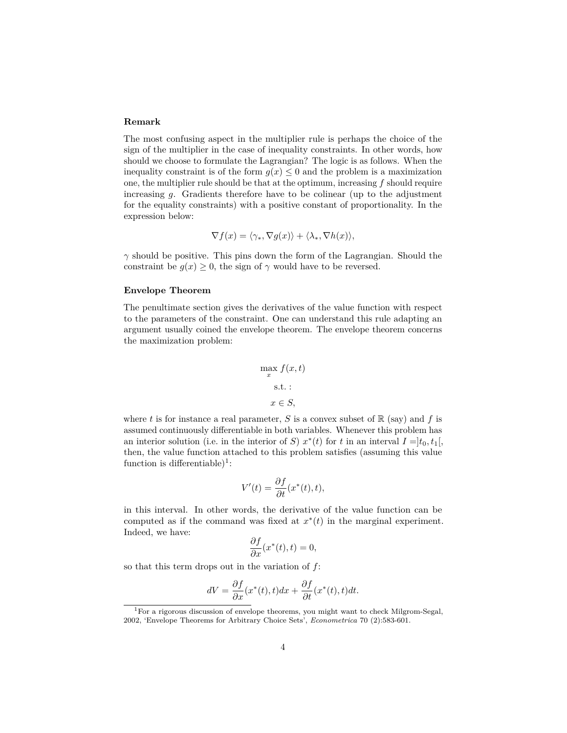### Remark

The most confusing aspect in the multiplier rule is perhaps the choice of the sign of the multiplier in the case of inequality constraints. In other words, how should we choose to formulate the Lagrangian? The logic is as follows. When the inequality constraint is of the form $g(x) \leq 0$ and the problem is a maximization one, the multiplier rule should be that at the optimum, increasing $f$ should require increasing $g$. Gradients therefore have to be colinear (up to the adjustment for the equality constraints) with a positive constant of proportionality. In the expression below:

$$\nabla f(x) = \langle \gamma_*, \nabla g(x) \rangle + \langle \lambda_*, \nabla h(x) \rangle,$$

$\gamma$ should be positive. This pins down the form of the Lagrangian. Should the constraint be $g(x) \geq 0$, the sign of $\gamma$ would have to be reversed.

### Envelope Theorem

The penultimate section gives the derivatives of the value function with respect to the parameters of the constraint. One can understand this rule adapting an argument usually coined the envelope theorem. The envelope theorem concerns the maximization problem:

$$\max_x f(x,t)$$

$$\text{s.t. :}$$

$$x \in S,$$

where $t$ is for instance a real parameter, $S$ is a convex subset of $\mathbb{R}$ (say) and $f$ is assumed continuously differentiable in both variables. Whenever this problem has an interior solution (i.e. in the interior of $S$) $x^*(t)$ for $t$ in an interval $I = ]t_0, t_1[$, then, the value function attached to this problem satisfies (assuming this value function is differentiable)[1]:

$$V'(t) = \frac{\partial f}{\partial t}(x^*(t), t),$$

in this interval. In other words, the derivative of the value function can be computed as if the command was fixed at $x^*(t)$ in the marginal experiment. Indeed, we have:

$$\frac{\partial f}{\partial x}(x^*(t), t) = 0,$$

so that this term drops out in the variation of $f$:

$$dV = \frac{\partial f}{\partial x}(x^*(t), t)dx + \frac{\partial f}{\partial t}(x^*(t), t)dt.$$

[1] For a rigorous discussion of envelope theorems, you might want to check Milgrom-Segal, 2002, 'Envelope Theorems for Arbitrary Choice Sets', *Econometrica* 70 (2):583-601.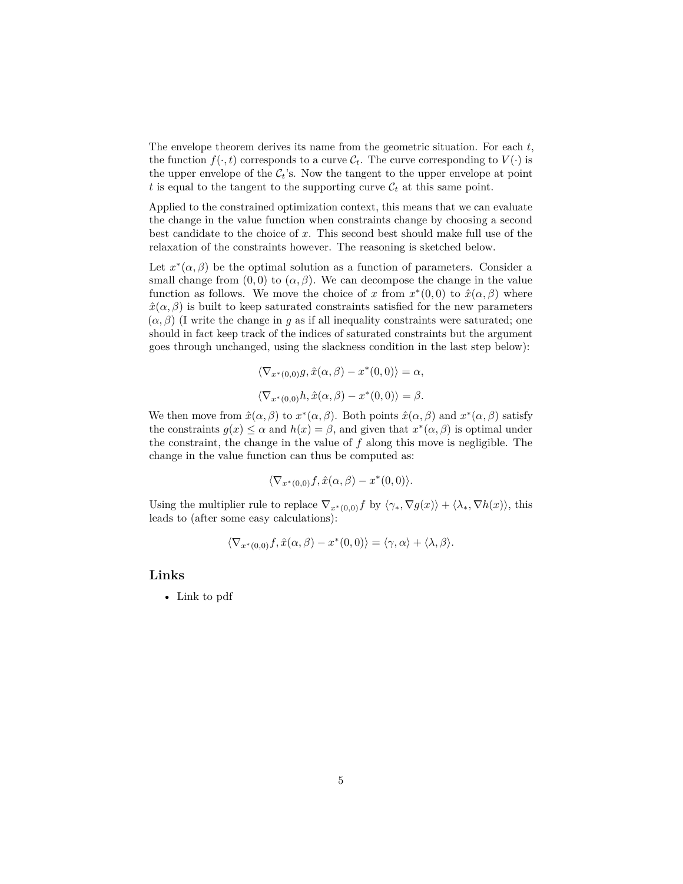The envelope theorem derives its name from the geometric situation. For each $t$, the function $f(\cdot, t)$ corresponds to a curve $\mathcal{C}_t$. The curve corresponding to $V(\cdot)$ is the upper envelope of the $\mathcal{C}_t$'s. Now the tangent to the upper envelope at point $t$ is equal to the tangent to the supporting curve $\mathcal{C}_t$ at this same point.

Applied to the constrained optimization context, this means that we can evaluate the change in the value function when constraints change by choosing a second best candidate to the choice of $x$. This second best should make full use of the relaxation of the constraints however. The reasoning is sketched below.

Let $x^*(\alpha, \beta)$ be the optimal solution as a function of parameters. Consider a small change from $(0,0)$ to $(\alpha, \beta)$. We can decompose the change in the value function as follows. We move the choice of $x$ from $x^*(0,0)$ to $\hat{x}(\alpha, \beta)$ where $\hat{x}(\alpha, \beta)$ is built to keep saturated constraints satisfied for the new parameters $(\alpha, \beta)$ (I write the change in $g$ as if all inequality constraints were saturated; one should in fact keep track of the indices of saturated constraints but the argument goes through unchanged, using the slackness condition in the last step below):

$$\langle \nabla_{x^*(0,0)} g, \hat{x}(\alpha, \beta) - x^*(0,0) \rangle = \alpha,$$

$$\langle \nabla_{x^*(0,0)} h, \hat{x}(\alpha, \beta) - x^*(0,0) \rangle = \beta.$$

We then move from $\hat{x}(\alpha, \beta)$ to $x^*(\alpha, \beta)$. Both points $\hat{x}(\alpha, \beta)$ and $x^*(\alpha, \beta)$ satisfy the constraints $g(x) \leq \alpha$ and $h(x) = \beta$, and given that $x^*(\alpha, \beta)$ is optimal under the constraint, the change in the value of $f$ along this move is negligible. The change in the value function can thus be computed as:

$$\langle \nabla_{x^*(0,0)} f, \hat{x}(\alpha, \beta) - x^*(0,0) \rangle.$$

Using the multiplier rule to replace $\nabla_{x^*(0,0)} f$ by $\langle \gamma_*, \nabla g(x) \rangle + \langle \lambda_*, \nabla h(x) \rangle$, this leads to (after some easy calculations):

$$\langle \nabla_{x^*(0,0)} f, \hat{x}(\alpha, \beta) - x^*(0,0) \rangle = \langle \gamma, \alpha \rangle + \langle \lambda, \beta \rangle.$$

## Links

- Link to pdf